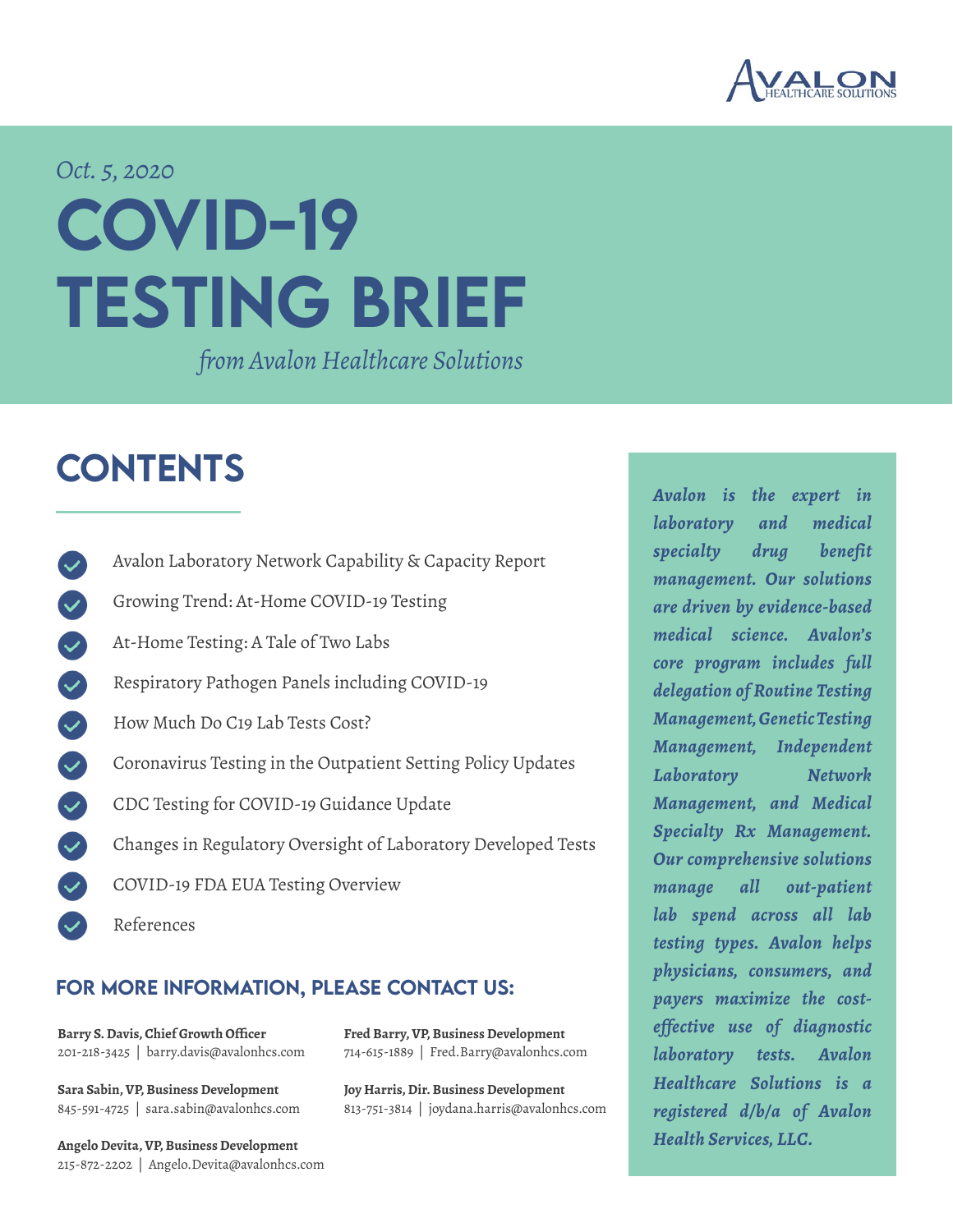Avalon Healthcare Solutions

*Oct. 5, 2020*

# COVID-19 TESTING BRIEF

*from Avalon Healthcare Solutions*

## CONTENTS

- Avalon Laboratory Network Capability & Capacity Report
- Growing Trend: At-Home COVID-19 Testing
- At-Home Testing: A Tale of Two Labs
- Respiratory Pathogen Panels including COVID-19
- How Much Do C19 Lab Tests Cost?
- Coronavirus Testing in the Outpatient Setting Policy Updates
- CDC Testing for COVID-19 Guidance Update
- Changes in Regulatory Oversight of Laboratory Developed Tests
- COVID-19 FDA EUA Testing Overview
- References

### FOR MORE INFORMATION, PLEASE CONTACT US:

**Barry S. Davis, Chief Growth Officer**
201-218-3425 | barry.davis@avalonhcs.com

**Fred Barry, VP, Business Development**
714-615-1889 | Fred.Barry@avalonhcs.com

**Sara Sabin, VP, Business Development**
845-591-4725 | sara.sabin@avalonhcs.com

**Joy Harris, Dir. Business Development**
813-751-3814 | joydana.harris@avalonhcs.com

**Angelo Devita, VP, Business Development**
215-872-2202 | Angelo.Devita@avalonhcs.com

***Avalon is the expert in laboratory and medical specialty drug benefit management. Our solutions are driven by evidence-based medical science. Avalon's core program includes full delegation of Routine Testing Management, Genetic Testing Management, Independent Laboratory Network Management, and Medical Specialty Rx Management. Our comprehensive solutions manage all out-patient lab spend across all lab testing types. Avalon helps physicians, consumers, and payers maximize the cost-effective use of diagnostic laboratory tests. Avalon Healthcare Solutions is a registered d/b/a of Avalon Health Services, LLC.***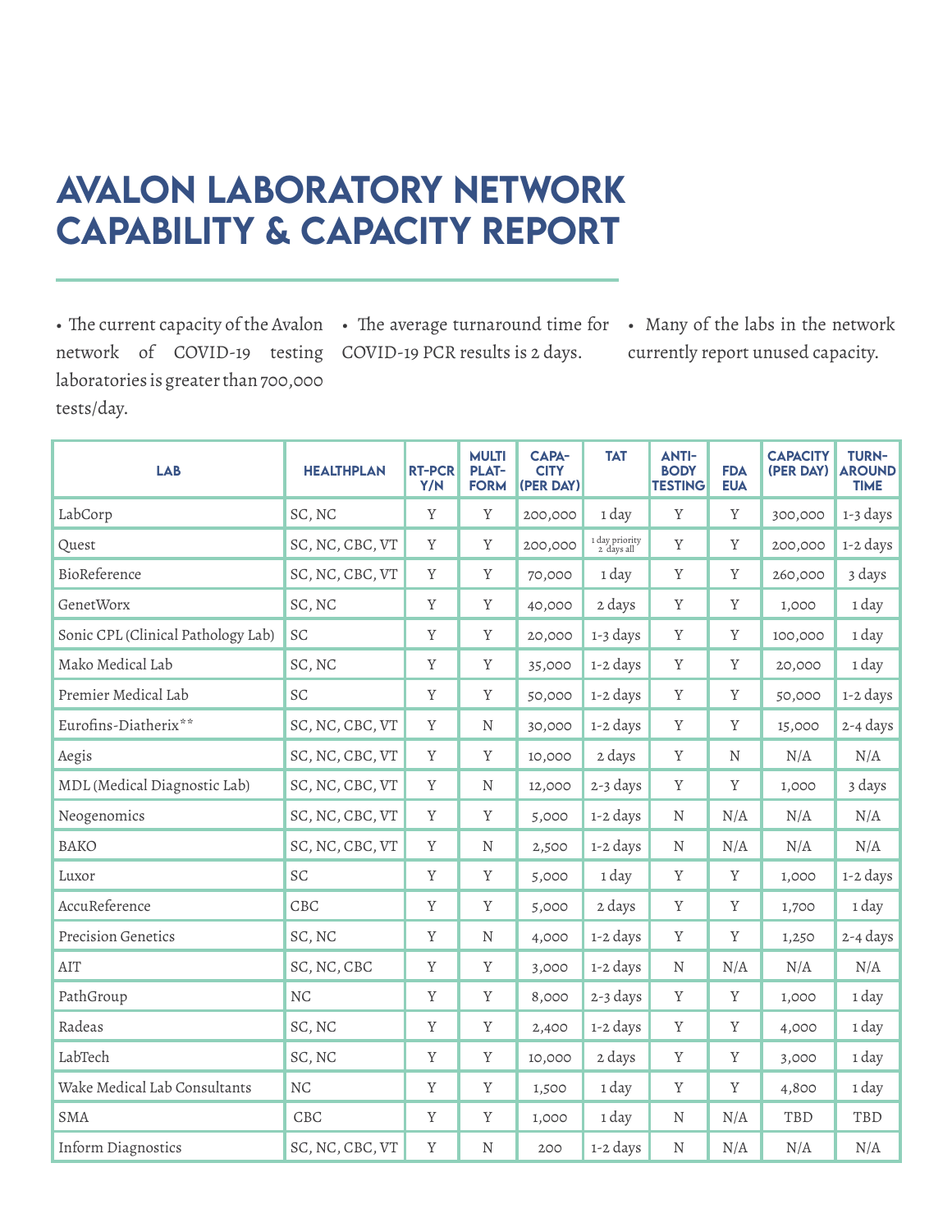# AVALON LABORATORY NETWORK CAPABILITY & CAPACITY REPORT

- The current capacity of the Avalon network of COVID-19 testing laboratories is greater than 700,000 tests/day.
- The average turnaround time for COVID-19 PCR results is 2 days.
- Many of the labs in the network currently report unused capacity.

| LAB | HEALTHPLAN | RT-PCR Y/N | MULTI PLAT-FORM | CAPA-CITY (PER DAY) | TAT | ANTI-BODY TESTING | FDA EUA | CAPACITY (PER DAY) | TURN-AROUND TIME |
|---|---|---|---|---|---|---|---|---|---|
| LabCorp | SC, NC | Y | Y | 200,000 | 1 day | Y | Y | 300,000 | 1-3 days |
| Quest | SC, NC, CBC, VT | Y | Y | 200,000 | 1 day priority 2 days all | Y | Y | 200,000 | 1-2 days |
| BioReference | SC, NC, CBC, VT | Y | Y | 70,000 | 1 day | Y | Y | 260,000 | 3 days |
| GenetWorx | SC, NC | Y | Y | 40,000 | 2 days | Y | Y | 1,000 | 1 day |
| Sonic CPL (Clinical Pathology Lab) | SC | Y | Y | 20,000 | 1-3 days | Y | Y | 100,000 | 1 day |
| Mako Medical Lab | SC, NC | Y | Y | 35,000 | 1-2 days | Y | Y | 20,000 | 1 day |
| Premier Medical Lab | SC | Y | Y | 50,000 | 1-2 days | Y | Y | 50,000 | 1-2 days |
| Eurofins-Diatherix** | SC, NC, CBC, VT | Y | N | 30,000 | 1-2 days | Y | Y | 15,000 | 2-4 days |
| Aegis | SC, NC, CBC, VT | Y | Y | 10,000 | 2 days | Y | N | N/A | N/A |
| MDL (Medical Diagnostic Lab) | SC, NC, CBC, VT | Y | N | 12,000 | 2-3 days | Y | Y | 1,000 | 3 days |
| Neogenomics | SC, NC, CBC, VT | Y | Y | 5,000 | 1-2 days | N | N/A | N/A | N/A |
| BAKO | SC, NC, CBC, VT | Y | N | 2,500 | 1-2 days | N | N/A | N/A | N/A |
| Luxor | SC | Y | Y | 5,000 | 1 day | Y | Y | 1,000 | 1-2 days |
| AccuReference | CBC | Y | Y | 5,000 | 2 days | Y | Y | 1,700 | 1 day |
| Precision Genetics | SC, NC | Y | N | 4,000 | 1-2 days | Y | Y | 1,250 | 2-4 days |
| AIT | SC, NC, CBC | Y | Y | 3,000 | 1-2 days | N | N/A | N/A | N/A |
| PathGroup | NC | Y | Y | 8,000 | 2-3 days | Y | Y | 1,000 | 1 day |
| Radeas | SC, NC | Y | Y | 2,400 | 1-2 days | Y | Y | 4,000 | 1 day |
| LabTech | SC, NC | Y | Y | 10,000 | 2 days | Y | Y | 3,000 | 1 day |
| Wake Medical Lab Consultants | NC | Y | Y | 1,500 | 1 day | Y | Y | 4,800 | 1 day |
| SMA | CBC | Y | Y | 1,000 | 1 day | N | N/A | TBD | TBD |
| Inform Diagnostics | SC, NC, CBC, VT | Y | N | 200 | 1-2 days | N | N/A | N/A | N/A |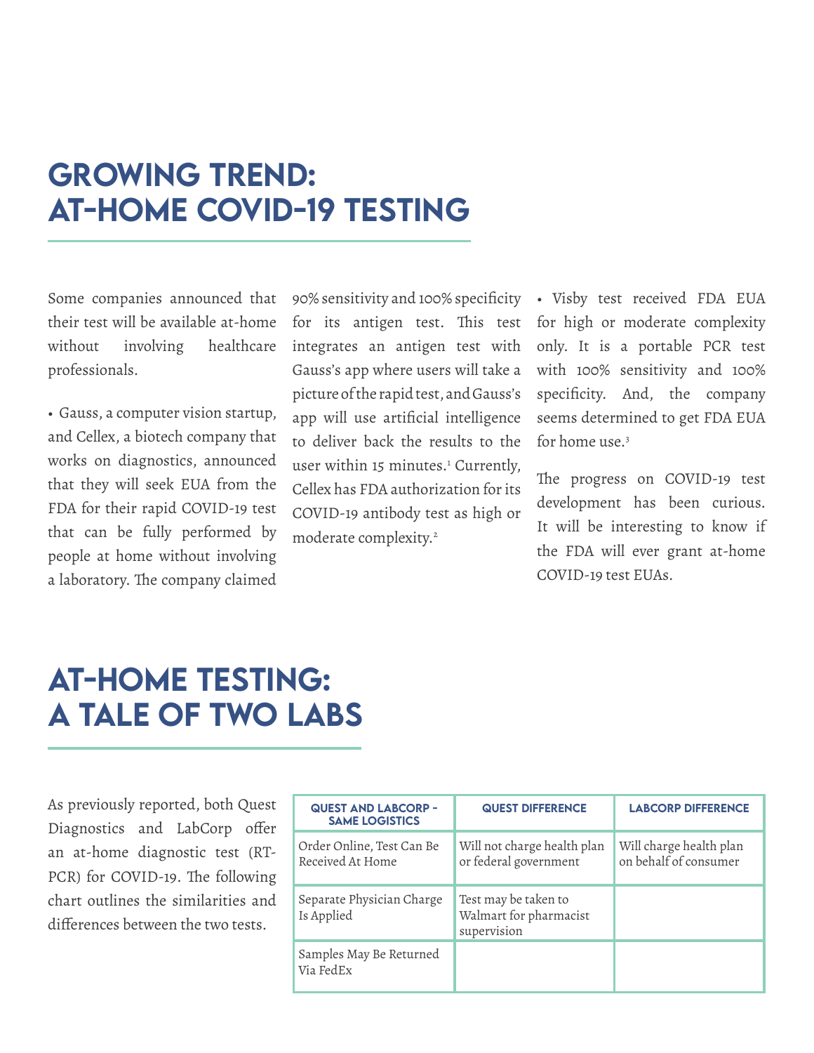# GROWING TREND: AT-HOME COVID-19 TESTING

Some companies announced that their test will be available at-home without involving healthcare professionals.

- Gauss, a computer vision startup, and Cellex, a biotech company that works on diagnostics, announced that they will seek EUA from the FDA for their rapid COVID-19 test that can be fully performed by people at home without involving a laboratory. The company claimed 90% sensitivity and 100% specificity for its antigen test. This test integrates an antigen test with Gauss's app where users will take a picture of the rapid test, and Gauss's app will use artificial intelligence to deliver back the results to the user within 15 minutes.[1] Currently, Cellex has FDA authorization for its COVID-19 antibody test as high or moderate complexity.[2]

- Visby test received FDA EUA for high or moderate complexity only. It is a portable PCR test with 100% sensitivity and 100% specificity. And, the company seems determined to get FDA EUA for home use.[3]

The progress on COVID-19 test development has been curious. It will be interesting to know if the FDA will ever grant at-home COVID-19 test EUAs.

# AT-HOME TESTING: A TALE OF TWO LABS

As previously reported, both Quest Diagnostics and LabCorp offer an at-home diagnostic test (RT-PCR) for COVID-19. The following chart outlines the similarities and differences between the two tests.

| QUEST AND LABCORP – SAME LOGISTICS | QUEST DIFFERENCE | LABCORP DIFFERENCE |
| --- | --- | --- |
| Order Online, Test Can Be Received At Home | Will not charge health plan or federal government | Will charge health plan on behalf of consumer |
| Separate Physician Charge Is Applied | Test may be taken to Walmart for pharmacist supervision | |
| Samples May Be Returned Via FedEx | | |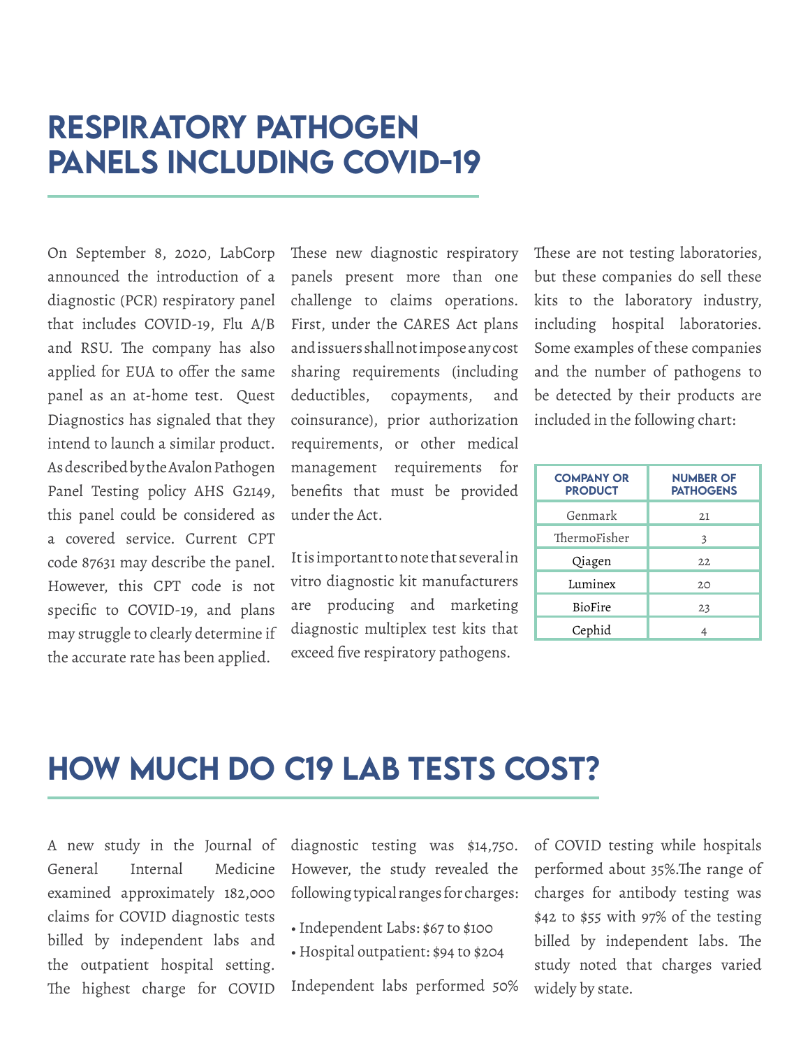# RESPIRATORY PATHOGEN PANELS INCLUDING COVID-19

On September 8, 2020, LabCorp announced the introduction of a diagnostic (PCR) respiratory panel that includes COVID-19, Flu A/B and RSU. The company has also applied for EUA to offer the same panel as an at-home test. Quest Diagnostics has signaled that they intend to launch a similar product. As described by the Avalon Pathogen Panel Testing policy AHS G2149, this panel could be considered as a covered service. Current CPT code 87631 may describe the panel. However, this CPT code is not specific to COVID-19, and plans may struggle to clearly determine if the accurate rate has been applied.

These new diagnostic respiratory panels present more than one challenge to claims operations. First, under the CARES Act plans and issuers shall not impose any cost sharing requirements (including deductibles, copayments, and coinsurance), prior authorization requirements, or other medical management requirements for benefits that must be provided under the Act.

It is important to note that several in vitro diagnostic kit manufacturers are producing and marketing diagnostic multiplex test kits that exceed five respiratory pathogens. These are not testing laboratories, but these companies do sell these kits to the laboratory industry, including hospital laboratories. Some examples of these companies and the number of pathogens to be detected by their products are included in the following chart:

| COMPANY OR PRODUCT | NUMBER OF PATHOGENS |
|---|---|
| Genmark | 21 |
| ThermoFisher | 3 |
| Qiagen | 22 |
| Luminex | 20 |
| BioFire | 23 |
| Cephid | 4 |

# HOW MUCH DO C19 LAB TESTS COST?

A new study in the Journal of General Internal Medicine examined approximately 182,000 claims for COVID diagnostic tests billed by independent labs and the outpatient hospital setting. The highest charge for COVID diagnostic testing was $14,750. However, the study revealed the following typical ranges for charges:

- Independent Labs: $67 to $100
- Hospital outpatient: $94 to $204

Independent labs performed 50% of COVID testing while hospitals performed about 35%.The range of charges for antibody testing was $42 to $55 with 97% of the testing billed by independent labs. The study noted that charges varied widely by state.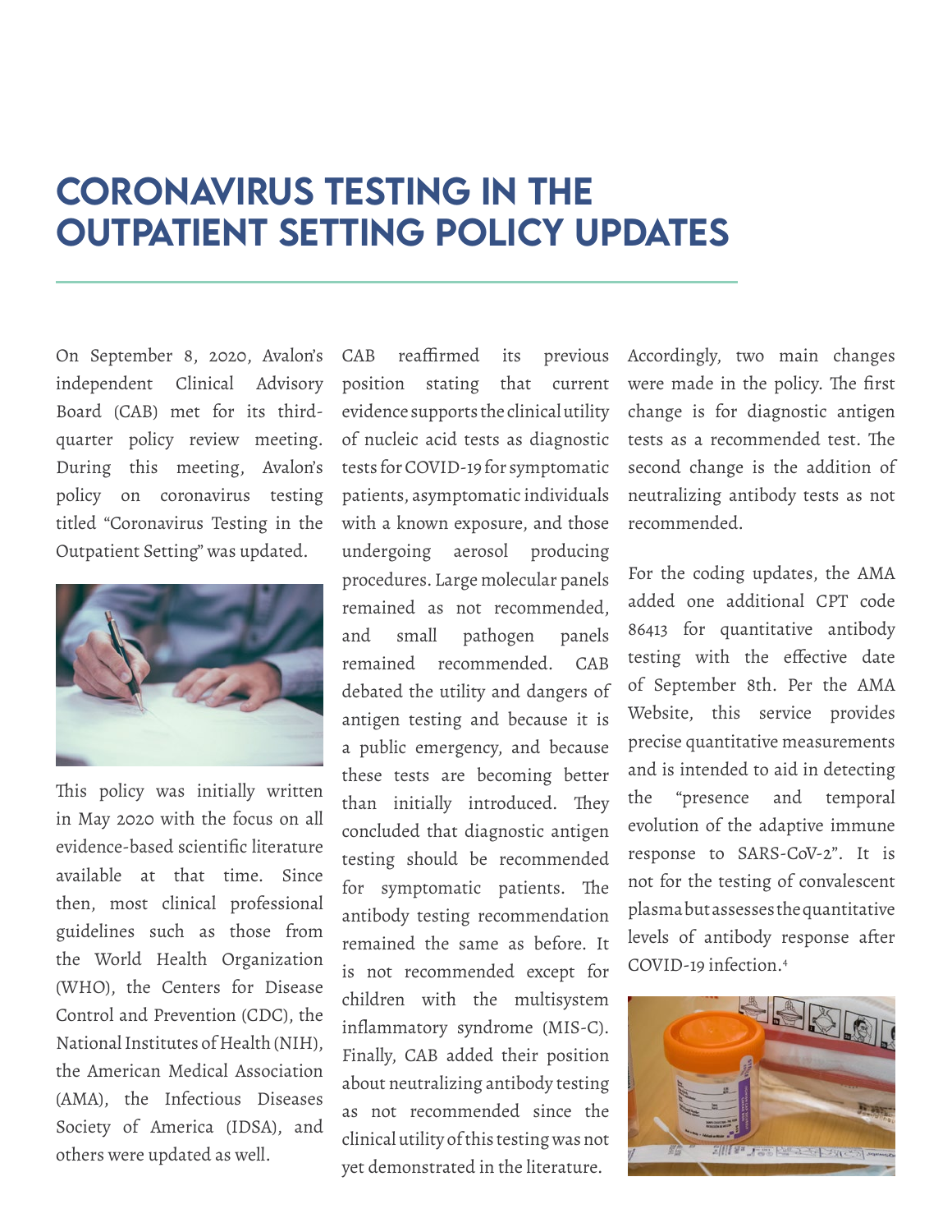# CORONAVIRUS TESTING IN THE OUTPATIENT SETTING POLICY UPDATES

On September 8, 2020, Avalon's independent Clinical Advisory Board (CAB) met for its third-quarter policy review meeting. During this meeting, Avalon's policy on coronavirus testing titled "Coronavirus Testing in the Outpatient Setting" was updated.

This policy was initially written in May 2020 with the focus on all evidence-based scientific literature available at that time. Since then, most clinical professional guidelines such as those from the World Health Organization (WHO), the Centers for Disease Control and Prevention (CDC), the National Institutes of Health (NIH), the American Medical Association (AMA), the Infectious Diseases Society of America (IDSA), and others were updated as well.

CAB reaffirmed its previous position stating that current evidence supports the clinical utility of nucleic acid tests as diagnostic tests for COVID-19 for symptomatic patients, asymptomatic individuals with a known exposure, and those undergoing aerosol producing procedures. Large molecular panels remained as not recommended, and small pathogen panels remained recommended. CAB debated the utility and dangers of antigen testing and because it is a public emergency, and because these tests are becoming better than initially introduced. They concluded that diagnostic antigen testing should be recommended for symptomatic patients. The antibody testing recommendation remained the same as before. It is not recommended except for children with the multisystem inflammatory syndrome (MIS-C). Finally, CAB added their position about neutralizing antibody testing as not recommended since the clinical utility of this testing was not yet demonstrated in the literature.

Accordingly, two main changes were made in the policy. The first change is for diagnostic antigen tests as a recommended test. The second change is the addition of neutralizing antibody tests as not recommended.

For the coding updates, the AMA added one additional CPT code 86413 for quantitative antibody testing with the effective date of September 8th. Per the AMA Website, this service provides precise quantitative measurements and is intended to aid in detecting the "presence and temporal evolution of the adaptive immune response to SARS-CoV-2". It is not for the testing of convalescent plasma but assesses the quantitative levels of antibody response after COVID-19 infection.[4]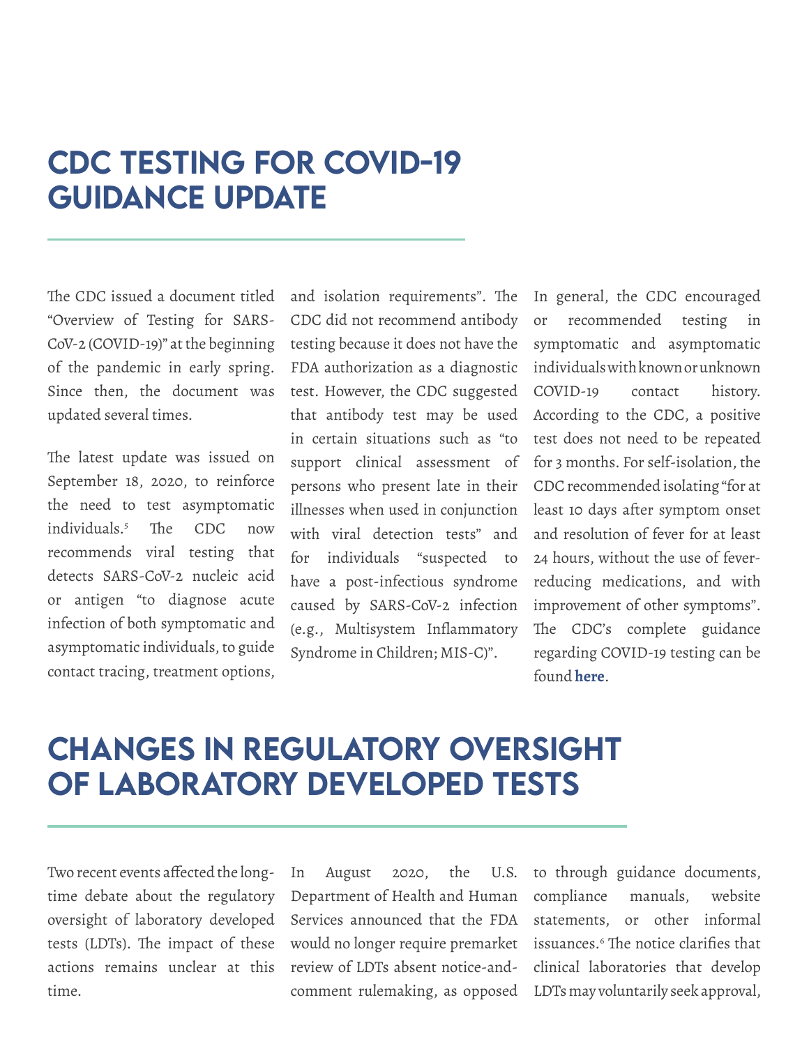# CDC TESTING FOR COVID-19 GUIDANCE UPDATE

The CDC issued a document titled "Overview of Testing for SARS-CoV-2 (COVID-19)" at the beginning of the pandemic in early spring. Since then, the document was updated several times.

The latest update was issued on September 18, 2020, to reinforce the need to test asymptomatic individuals.[5] The CDC now recommends viral testing that detects SARS-CoV-2 nucleic acid or antigen "to diagnose acute infection of both symptomatic and asymptomatic individuals, to guide contact tracing, treatment options, and isolation requirements". The CDC did not recommend antibody testing because it does not have the FDA authorization as a diagnostic test. However, the CDC suggested that antibody test may be used in certain situations such as "to support clinical assessment of persons who present late in their illnesses when used in conjunction with viral detection tests" and for individuals "suspected to have a post-infectious syndrome caused by SARS-CoV-2 infection (e.g., Multisystem Inflammatory Syndrome in Children; MIS-C)".

In general, the CDC encouraged or recommended testing in symptomatic and asymptomatic individuals with known or unknown COVID-19 contact history. According to the CDC, a positive test does not need to be repeated for 3 months. For self-isolation, the CDC recommended isolating "for at least 10 days after symptom onset and resolution of fever for at least 24 hours, without the use of fever-reducing medications, and with improvement of other symptoms". The CDC's complete guidance regarding COVID-19 testing can be found **here**.

# CHANGES IN REGULATORY OVERSIGHT OF LABORATORY DEVELOPED TESTS

Two recent events affected the long-time debate about the regulatory oversight of laboratory developed tests (LDTs). The impact of these actions remains unclear at this time.

In August 2020, the U.S. Department of Health and Human Services announced that the FDA would no longer require premarket review of LDTs absent notice-and-comment rulemaking, as opposed to through guidance documents, compliance manuals, website statements, or other informal issuances.[6] The notice clarifies that clinical laboratories that develop LDTs may voluntarily seek approval,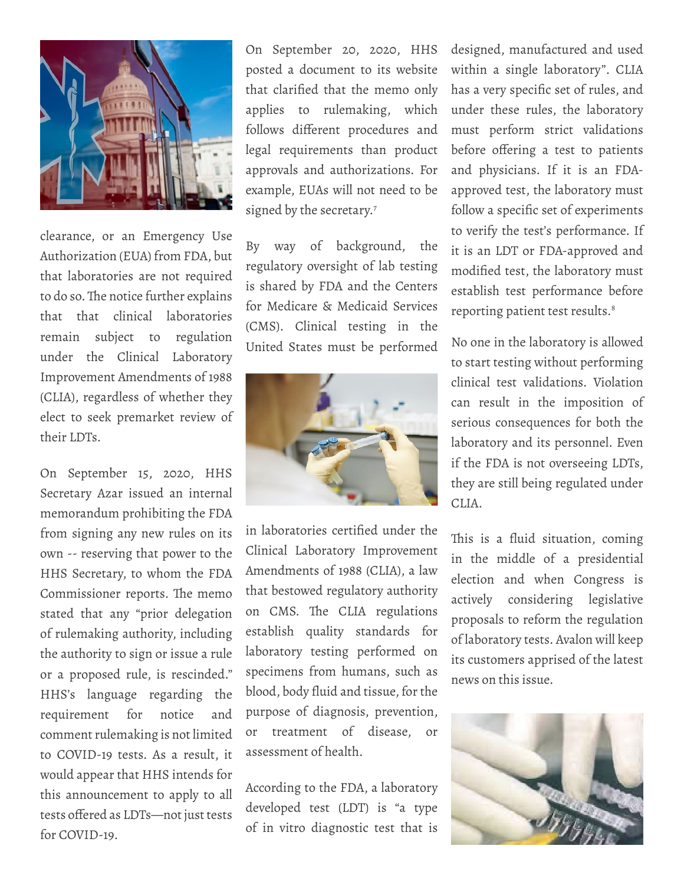clearance, or an Emergency Use Authorization (EUA) from FDA, but that laboratories are not required to do so. The notice further explains that that clinical laboratories remain subject to regulation under the Clinical Laboratory Improvement Amendments of 1988 (CLIA), regardless of whether they elect to seek premarket review of their LDTs.

On September 15, 2020, HHS Secretary Azar issued an internal memorandum prohibiting the FDA from signing any new rules on its own -- reserving that power to the HHS Secretary, to whom the FDA Commissioner reports. The memo stated that any "prior delegation of rulemaking authority, including the authority to sign or issue a rule or a proposed rule, is rescinded." HHS's language regarding the requirement for notice and comment rulemaking is not limited to COVID-19 tests. As a result, it would appear that HHS intends for this announcement to apply to all tests offered as LDTs—not just tests for COVID-19.

On September 20, 2020, HHS posted a document to its website that clarified that the memo only applies to rulemaking, which follows different procedures and legal requirements than product approvals and authorizations. For example, EUAs will not need to be signed by the secretary.[7]

By way of background, the regulatory oversight of lab testing is shared by FDA and the Centers for Medicare & Medicaid Services (CMS). Clinical testing in the United States must be performed in laboratories certified under the Clinical Laboratory Improvement Amendments of 1988 (CLIA), a law that bestowed regulatory authority on CMS. The CLIA regulations establish quality standards for laboratory testing performed on specimens from humans, such as blood, body fluid and tissue, for the purpose of diagnosis, prevention, or treatment of disease, or assessment of health.

According to the FDA, a laboratory developed test (LDT) is "a type of in vitro diagnostic test that is designed, manufactured and used within a single laboratory". CLIA has a very specific set of rules, and under these rules, the laboratory must perform strict validations before offering a test to patients and physicians. If it is an FDA-approved test, the laboratory must follow a specific set of experiments to verify the test's performance. If it is an LDT or FDA-approved and modified test, the laboratory must establish test performance before reporting patient test results.[8]

No one in the laboratory is allowed to start testing without performing clinical test validations. Violation can result in the imposition of serious consequences for both the laboratory and its personnel. Even if the FDA is not overseeing LDTs, they are still being regulated under CLIA.

This is a fluid situation, coming in the middle of a presidential election and when Congress is actively considering legislative proposals to reform the regulation of laboratory tests. Avalon will keep its customers apprised of the latest news on this issue.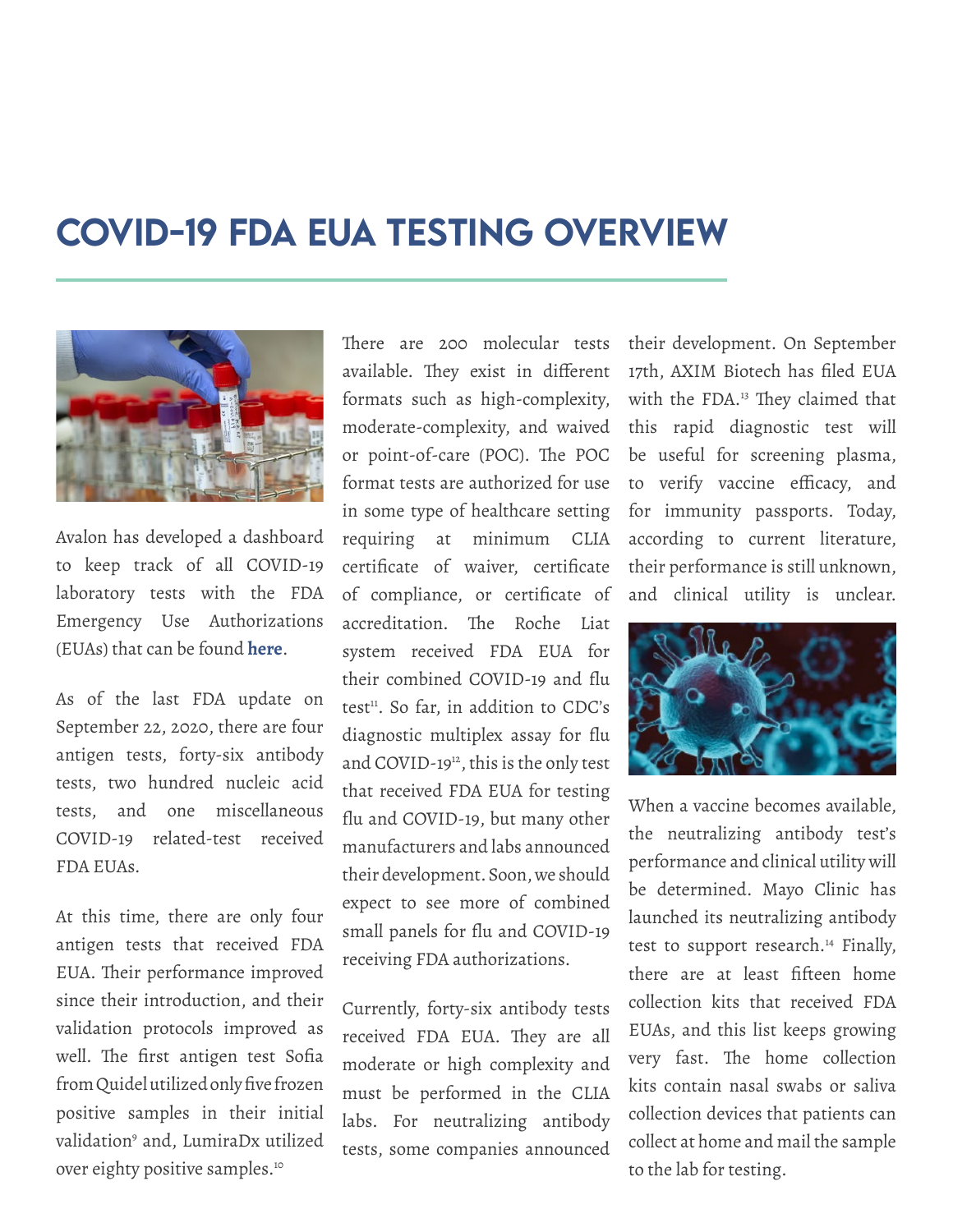# COVID-19 FDA EUA TESTING OVERVIEW

Avalon has developed a dashboard to keep track of all COVID-19 laboratory tests with the FDA Emergency Use Authorizations (EUAs) that can be found **here**.

As of the last FDA update on September 22, 2020, there are four antigen tests, forty-six antibody tests, two hundred nucleic acid tests, and one miscellaneous COVID-19 related-test received FDA EUAs.

At this time, there are only four antigen tests that received FDA EUA. Their performance improved since their introduction, and their validation protocols improved as well. The first antigen test Sofia from Quidel utilized only five frozen positive samples in their initial validation[9] and, LumiraDx utilized over eighty positive samples.[10]

There are 200 molecular tests available. They exist in different formats such as high-complexity, moderate-complexity, and waived or point-of-care (POC). The POC format tests are authorized for use in some type of healthcare setting requiring at minimum CLIA certificate of waiver, certificate of compliance, or certificate of accreditation. The Roche Liat system received FDA EUA for their combined COVID-19 and flu test[11]. So far, in addition to CDC's diagnostic multiplex assay for flu and COVID-19[12], this is the only test that received FDA EUA for testing flu and COVID-19, but many other manufacturers and labs announced their development. Soon, we should expect to see more of combined small panels for flu and COVID-19 receiving FDA authorizations.

Currently, forty-six antibody tests received FDA EUA. They are all moderate or high complexity and must be performed in the CLIA labs. For neutralizing antibody tests, some companies announced their development. On September 17th, AXIM Biotech has filed EUA with the FDA.[13] They claimed that this rapid diagnostic test will be useful for screening plasma, to verify vaccine efficacy, and for immunity passports. Today, according to current literature, their performance is still unknown, and clinical utility is unclear.

When a vaccine becomes available, the neutralizing antibody test's performance and clinical utility will be determined. Mayo Clinic has launched its neutralizing antibody test to support research.[14] Finally, there are at least fifteen home collection kits that received FDA EUAs, and this list keeps growing very fast. The home collection kits contain nasal swabs or saliva collection devices that patients can collect at home and mail the sample to the lab for testing.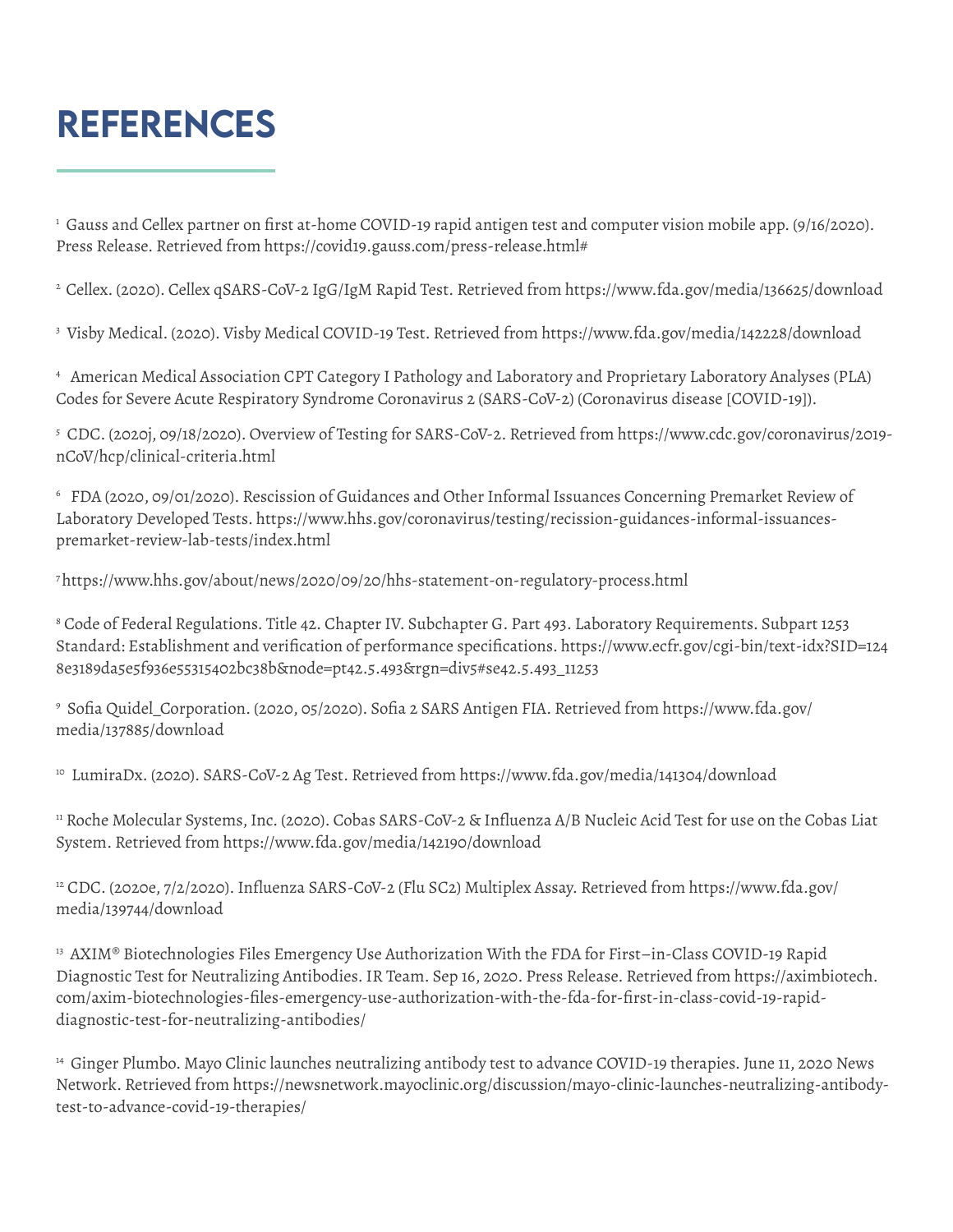# REFERENCES

[1] Gauss and Cellex partner on first at-home COVID-19 rapid antigen test and computer vision mobile app. (9/16/2020). Press Release. Retrieved from https://covid19.gauss.com/press-release.html#

[2] Cellex. (2020). Cellex qSARS-CoV-2 IgG/IgM Rapid Test. Retrieved from https://www.fda.gov/media/136625/download

[3] Visby Medical. (2020). Visby Medical COVID-19 Test. Retrieved from https://www.fda.gov/media/142228/download

[4] American Medical Association CPT Category I Pathology and Laboratory and Proprietary Laboratory Analyses (PLA) Codes for Severe Acute Respiratory Syndrome Coronavirus 2 (SARS-CoV-2) (Coronavirus disease [COVID-19]).

[5] CDC. (2020j, 09/18/2020). Overview of Testing for SARS-CoV-2. Retrieved from https://www.cdc.gov/coronavirus/2019-nCoV/hcp/clinical-criteria.html

[6] FDA (2020, 09/01/2020). Rescission of Guidances and Other Informal Issuances Concerning Premarket Review of Laboratory Developed Tests. https://www.hhs.gov/coronavirus/testing/recission-guidances-informal-issuances-premarket-review-lab-tests/index.html

[7] https://www.hhs.gov/about/news/2020/09/20/hhs-statement-on-regulatory-process.html

[8] Code of Federal Regulations. Title 42. Chapter IV. Subchapter G. Part 493. Laboratory Requirements. Subpart 1253 Standard: Establishment and verification of performance specifications. https://www.ecfr.gov/cgi-bin/text-idx?SID=1248e3189da5e5f936e55315402bc38b&node=pt42.5.493&rgn=div5#se42.5.493_11253

[9] Sofia Quidel_Corporation. (2020, 05/2020). Sofia 2 SARS Antigen FIA. Retrieved from https://www.fda.gov/media/137885/download

[10] LumiraDx. (2020). SARS-CoV-2 Ag Test. Retrieved from https://www.fda.gov/media/141304/download

[11] Roche Molecular Systems, Inc. (2020). Cobas SARS-CoV-2 & Influenza A/B Nucleic Acid Test for use on the Cobas Liat System. Retrieved from https://www.fda.gov/media/142190/download

[12] CDC. (2020e, 7/2/2020). Influenza SARS-CoV-2 (Flu SC2) Multiplex Assay. Retrieved from https://www.fda.gov/media/139744/download

[13] AXIM® Biotechnologies Files Emergency Use Authorization With the FDA for First–in-Class COVID-19 Rapid Diagnostic Test for Neutralizing Antibodies. IR Team. Sep 16, 2020. Press Release. Retrieved from https://aximbiotech.com/axim-biotechnologies-files-emergency-use-authorization-with-the-fda-for-first-in-class-covid-19-rapid-diagnostic-test-for-neutralizing-antibodies/

[14] Ginger Plumbo. Mayo Clinic launches neutralizing antibody test to advance COVID-19 therapies. June 11, 2020 News Network. Retrieved from https://newsnetwork.mayoclinic.org/discussion/mayo-clinic-launches-neutralizing-antibody-test-to-advance-covid-19-therapies/